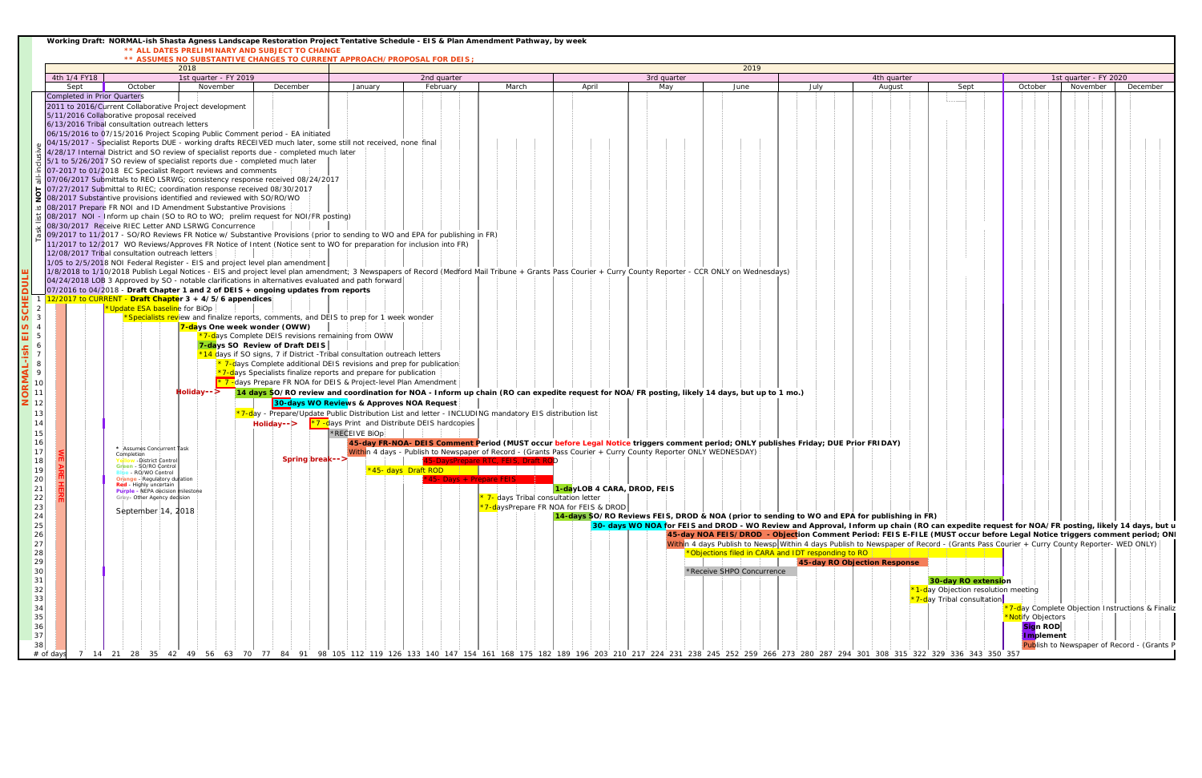# Working Draft: NORMAL-ish Shasta Agness Landscape Restoration Project Tentative Schedule - EIS & Plan Amendment Pathway, by week

**\*\* ALL DATES PRELIMINARY AND SUBJECT TO CHANGE**

**\*\* ASSUMES NO SUBSTANTIVE CHANGES TO CURRENT APPROACH/PROPOSAL FOR DEIS;**

| 2018 | | | | 2019 | | | | | | | | | | | |
|---|---|---|---|---|---|---|---|---|---|---|---|---|---|---|---|
| 4th 1/4 FY18 | 1st quarter - FY 2019 | | | 2nd quarter | | | 3rd quarter | | | 4th quarter | | | 1st quarter - FY 2020 | | |
| Sept | October | November | December | January | February | March | April | May | June | July | August | Sept | October | November | December |

**NORMAL-ish EIS SCHEDULE**

## Completed in Prior Quarters

*Task list is NOT all-inclusive*

- 2011 to 2016/Current Collaborative Project development
- 5/11/2016 Collaborative proposal received
- 6/13/2016 Tribal consultation outreach letters
- 06/15/2016 to 07/15/2016 Project Scoping Public Comment period - EA initiated
- 04/15/2017 - Specialist Reports DUE - working drafts RECEIVED much later, some still not received, none final
- 4/28/17 Internal District and SO review of specialist reports due - completed much later
- 5/1 to 5/26/2017 SO review of specialist reports due - completed much later
- 07-2017 to 01/2018 EC Specialist Report reviews and comments
- 07/06/2017 Submittals to REO LSRWG; consistency response received 08/24/2017
- 07/27/2017 Submittal to RIEC; coordination response received 08/30/2017
- 08/2017 Substantive provisions identified and reviewed with SO/RO/WO
- 08/2017 Prepare FR NOI and ID Amendment Substantive Provisions
- 08/2017 NOI - Inform up chain (SO to RO to WO; prelim request for NOI/FR posting)
- 08/30/2017 Receive RIEC Letter AND LSRWG Concurrence
- 09/2017 to 11/2017 - SO/RO Reviews FR Notice w/ Substantive Provisions (prior to sending to WO and EPA for publishing in FR)
- 11/2017 to 12/2017 WO Reviews/Approves FR Notice of Intent (Notice sent to WO for preparation for inclusion into FR)
- 12/08/2017 Tribal consultation outreach letters
- 1/05 to 2/5/2018 NOI Federal Register - EIS and project level plan amendment
- 1/8/2018 to 1/10/2018 Publish Legal Notices - EIS and project level plan amendment; 3 Newspapers of Record (Medford Mail Tribune + Grants Pass Courier + Curry County Reporter - CCR ONLY on Wednesdays)
- 04/24/2018 LOB 3 Approved by SO - notable clarifications in alternatives evaluated and path forward
- 07/2016 to 04/2018 - **Draft Chapter 1 and 2 of DEIS + ongoing updates from reports**

## Schedule Tasks

| # | Task |
|---|---|
| 1 | 12/2017 to CURRENT - **Draft Chapter 3 + 4/5/6 appendices** |
| 2 | *Update ESA baseline for BiOp |
| 3 | *Specialists review and finalize reports, comments, and DEIS to prep for 1 week wonder |
| 4 | **7-days One week wonder (OWW)** |
| 5 | *7-days Complete DEIS revisions remaining from OWW |
| 6 | **7-days SO Review of Draft DEIS** |
| 7 | *14 days if SO signs, 7 if District -Tribal consultation outreach letters |
| 8 | * 7-days Complete additional DEIS revisions and prep for publication |
| 9 | *7-days Specialists finalize reports and prepare for publication |
| 10 | * 7-days Prepare FR NOA for DEIS & Project-level Plan Amendment |
| 11 | Holiday--> **14 days SO/RO review and coordination for NOA - Inform up chain (RO can expedite request for NOA/FR posting, likely 14 days, but up to 1 mo.)** |
| 12 | **30-days WO Reviews & Approves NOA Request** |
| 13 | *7-day - Prepare/Update Public Distribution List and letter - INCLUDING mandatory EIS distribution list |
| 14 | Holiday--> *7 -days Print and Distribute DEIS hardcopies |
| 15 | *RECEIVE BiOp |
| 16 | **45-day FR-NOA- DEIS Comment Period (MUST occur before Legal Notice triggers comment period; ONLY publishes Friday; DUE Prior FRIDAY)** |
| 17 | Within 4 days - Publish to Newspaper of Record - (Grants Pass Courier + Curry County Reporter ONLY WEDNESDAY) |
| 18 | Spring break--> 45-DaysPrepare RTC, FEIS, Draft ROD |
| 19 | *45- days Draft ROD |
| 20 | *45- Days + Prepare FEIS |
| 21 | **1-dayLOB 4 CARA, DROD, FEIS** |
| 22 | * 7- days Tribal consultation letter |
| 23 | *7-daysPrepare FR NOA for FEIS & DROD |
| 24 | **14-days SO/RO Reviews FEIS, DROD & NOA (prior to sending to WO and EPA for publishing in FR)** |
| 25 | **30- days WO NOA for FEIS and DROD - WO Review and Approval, Inform up chain (RO can expedite request for NOA/FR posting, likely 14 days, but u** |
| 26 | **45-day NOA FEIS/DROD - Objection Comment Period: FEIS E-FILE (MUST occur before Legal Notice triggers comment period; ONI** |
| 27 | Within 4 days Publish to Newsp Within 4 days Publish to Newspaper of Record - (Grants Pass Courier + Curry County Reporter- WED ONLY) |
| 28 | *Objections filed in CARA and IDT responding to RO |
| 29 | **45-day RO Objection Response** |
| 30 | *Receive SHPO Concurrence |
| 31 | **30-day RO extension** |
| 32 | *1-day Objection resolution meeting |
| 33 | *7-day Tribal consultation |
| 34 | *7-day Complete Objection Instructions & Finaliz |
| 35 | *Notify Objectors |
| 36 | **Sign ROD** |
| 37 | **Implement** |
| 38 | Publish to Newspaper of Record - (Grants P |

**WE ARE HERE**

## Legend

\* Assumes Concurrent Task Completion

- Yellow -District Control
- Green - SO/RO Control
- Blue - RO/WO Control
- Orange - Regulatory duration
- Red - Highly uncertain
- Purple - NEPA decision milestone
- Grey- Other Agency decision

September 14, 2018

**# of days:** 7 14 21 28 35 42 49 56 63 70 77 84 91 98 105 112 119 126 133 140 147 154 161 168 175 182 189 196 203 210 217 224 231 238 245 252 259 266 273 280 287 294 301 308 315 322 329 336 343 350 357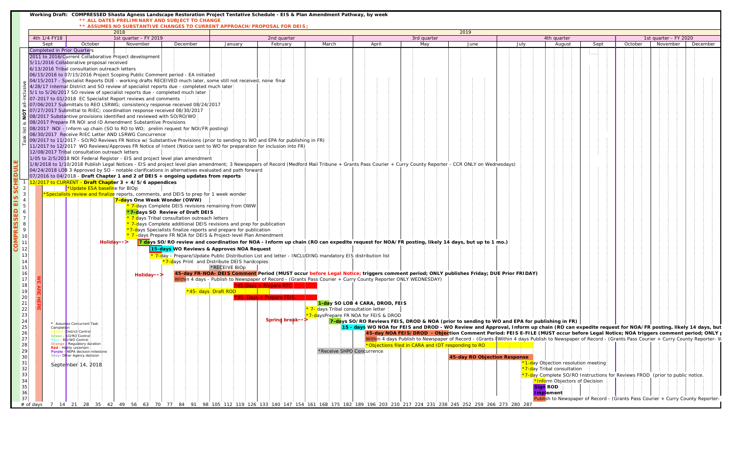**Working Draft: COMPRESSED Shasta Agness Landscape Restoration Project Tentative Schedule - EIS & Plan Amendment Pathway, by week**

**\*\* ALL DATES PRELIMINARY AND SUBJECT TO CHANGE**

**\*\* ASSUMES NO SUBSTANTIVE CHANGES TO CURRENT APPROACH/PROPOSAL FOR DEIS;**

2018 | 2019

4th 1/4 FY18: Sept | 1st quarter - FY 2019: October, November, December | 2nd quarter: January, February, March | 3rd quarter: April, May, June | 4th quarter: July, August, Sept | 1st quarter - FY 2020: October, November, December

**COMPRESSED EIS SCHEDULE**

Task list is **NOT** all-inclusive

Completed in Prior Quarters

- 2011 to 2016/Current Collaborative Project development
- 5/11/2016 Collaborative proposal received
- 6/13/2016 Tribal consultation outreach letters
- 06/15/2016 to 07/15/2016 Project Scoping Public Comment period - EA initiated
- 04/15/2017 - Specialist Reports DUE - working drafts RECEIVED much later, some still not received, none final
- 4/28/17 Internal District and SO review of specialist reports due - completed much later
- 5/1 to 5/26/2017 SO review of specialist reports due - completed much later
- 07-2017 to 01/2018 EC Specialist Report reviews and comments
- 07/06/2017 Submittals to REO LSRWG; consistency response received 08/24/2017
- 07/27/2017 Submittal to RIEC; coordination response received 08/30/2017
- 08/2017 Substantive provisions identified and reviewed with SO/RO/WO
- 08/2017 Prepare FR NOI and ID Amendment Substantive Provisions
- 08/2017 NOI - Inform up chain (SO to RO to WO; prelim request for NOI/FR posting)
- 08/30/2017 Receive RIEC Letter AND LSRWG Concurrence
- 09/2017 to 11/2017 - SO/RO Reviews FR Notice w/ Substantive Provisions (prior to sending to WO and EPA for publishing in FR)
- 11/2017 to 12/2017 WO Reviews/Approves FR Notice of Intent (Notice sent to WO for preparation for inclusion into FR)
- 12/08/2017 Tribal consultation outreach letters
- 1/05 to 2/5/2018 NOI Federal Register - EIS and project level plan amendment
- 1/8/2018 to 1/10/2018 Publish Legal Notices - EIS and project level plan amendment; 3 Newspapers of Record (Medford Mail Tribune + Grants Pass Courier + Curry County Reporter - CCR ONLY on Wednesdays)
- 04/24/2018 LOB 3 Approved by SO - notable clarifications in alternatives evaluated and path forward
- 07/2016 to 04/2018 - **Draft Chapter 1 and 2 of DEIS + ongoing updates from reports**

| # | Task |
|---|---|
| 1 | 12/2017 to CURRENT - **Draft Chapter 3 + 4/5/6 appendices** |
| 2 | *Update ESA baseline for BiOp |
| 3 | *Specialists review and finalize reports, comments, and DEIS to prep for 1 week wonder |
| 4 | **7-days One Week Wonder (OWW)** |
| 5 | * 7-days Complete DEIS revisions remaining from OWW |
| 6 | ***7-days SO Review of Draft DEIS** |
| 7 | * 7 days Tribal consultation outreach letters |
| 8 | * 7-days Complete additional DEIS revisions and prep for publication |
| 9 | *7-days Specialists finalize reports and prepare for publication |
| 10 | * 7 -days Prepare FR NOA for DEIS & Project-level Plan Amendment |
| 11 | Holiday--> **7 days SO/RO review and coordination for NOA - Inform up chain (RO can expedite request for NOA/FR posting, likely 14 days, but up to 1 mo.)** |
| 12 | **15-days WO Reviews & Approves NOA Request** |
| 13 | * 7-day - Prepare/Update Public Distribution List and letter - INCLUDING mandatory EIS distribution list |
| 14 | *7-days Print and Distribute DEIS hardcopies |
| 15 | *RECEIVE BiOp |
| 16 | Holiday--> **45-day FR-NOA- DEIS Comment Period (MUST occur before Legal Notice; triggers comment period; ONLY publishes Friday; DUE Prior FRIDAY)** |
| 17 | Within 4 days - Publish to Newspaper of Record - (Grants Pass Courier + Curry County Reporter ONLY WEDNESDAY) |
| 18 | *45-Days + Prepare RTC |
| 19 | *45- days Draft ROD |
| 20 | *45- Days + Prepare FEIS |
| 21 | **1-day SO LOB 4 CARA, DROD, FEIS** |
| 22 | * 7- days Tribal consultation letter |
| 23 | *7-daysPrepare FR NOA for FEIS & DROD |
| 24 | Spring break--> **7-days SO/RO Reviews FEIS, DROD & NOA (prior to sending to WO and EPA for publishing in FR)** |
| 25 | **15 - days WO NOA for FEIS and DROD - WO Review and Approval, Inform up chain (RO can expedite request for NOA/FR posting, likely 14 days, but** |
| 26 | **45-day NOA FEIS/DROD - Objection Comment Period: FEIS E-FILE (MUST occur before Legal Notice; NOA triggers comment period; ONLY** |
| 27 | Within 4 days Publish to Newspaper of Record - (Grants Pass Courier + Curry County Reporter- W |
| 28 | *Objections filed in CARA and IDT responding to RO |
| 29 | *Receive SHPO Concurrence |
| 30 | **45-day RO Objection Response** |
| 31 | *1-day Objection resolution meeting |
| 32 | *7-day Tribal consultation |
| 33 | *7-day Complete SO/RO Instructions for Reviews FROD (prior to public notice. |
| 34 | *Inform Objectors of Decision |
| 35 | **Sign ROD** |
| 36 | **Implement** |
| 37 | Publish to Newspaper of Record - (Grants Pass Courier + Curry County Reporter- |

WE ARE HERE

\* Assumes Concurrent Task Completion
Yellow - District Control
Green - SO/RO Control
Blue - RO/WO Control
Orange - Regulatory duration
Red - Highly uncertain
Purple - NEPA decision milestone
Grey - Other Agency decision

September 14, 2018

\# of days: 7 14 21 28 35 42 49 56 63 70 77 84 91 98 105 112 119 126 133 140 147 154 161 168 175 182 189 196 203 210 217 224 231 238 245 252 259 266 273 280 287